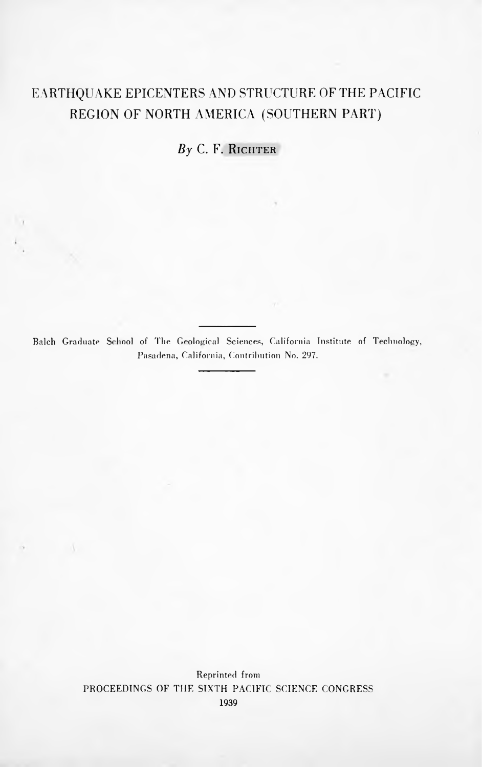# EARTHQUAKE EPICENTERS AND STRUCTURE OF THE PACIFIC REGION OF NORTH AMERICA (SOUTHERN PART)

*By* C. F. RICHTER

Balch Graduate School of The Geological Sciences, California Institute of Technology, Pasadena, California, Contribution No. 297.

Reprinted from
PROCEEDINGS OF THE SIXTH PACIFIC SCIENCE CONGRESS
1939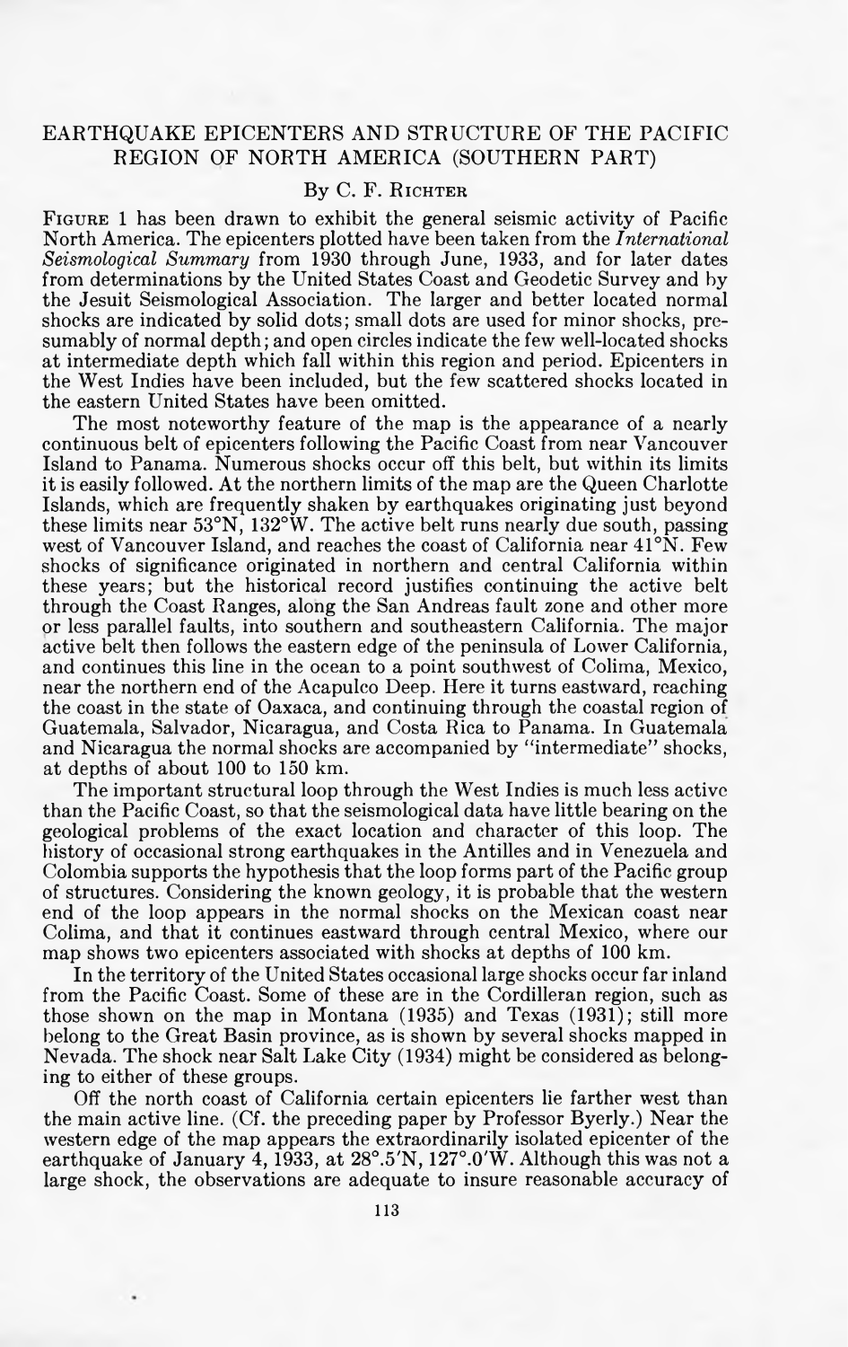## EARTHQUAKE EPICENTERS AND STRUCTURE OF THE PACIFIC REGION OF NORTH AMERICA (SOUTHERN PART)

By C. F. Richter

Figure 1 has been drawn to exhibit the general seismic activity of Pacific North America. The epicenters plotted have been taken from the *International Seismological Summary* from 1930 through June, 1933, and for later dates from determinations by the United States Coast and Geodetic Survey and by the Jesuit Seismological Association. The larger and better located normal shocks are indicated by solid dots; small dots are used for minor shocks, presumably of normal depth; and open circles indicate the few well-located shocks at intermediate depth which fall within this region and period. Epicenters in the West Indies have been included, but the few scattered shocks located in the eastern United States have been omitted.

The most noteworthy feature of the map is the appearance of a nearly continuous belt of epicenters following the Pacific Coast from near Vancouver Island to Panama. Numerous shocks occur off this belt, but within its limits it is easily followed. At the northern limits of the map are the Queen Charlotte Islands, which are frequently shaken by earthquakes originating just beyond these limits near 53°N, 132°W. The active belt runs nearly due south, passing west of Vancouver Island, and reaches the coast of California near 41°N. Few shocks of significance originated in northern and central California within these years; but the historical record justifies continuing the active belt through the Coast Ranges, along the San Andreas fault zone and other more or less parallel faults, into southern and southeastern California. The major active belt then follows the eastern edge of the peninsula of Lower California, and continues this line in the ocean to a point southwest of Colima, Mexico, near the northern end of the Acapulco Deep. Here it turns eastward, reaching the coast in the state of Oaxaca, and continuing through the coastal region of Guatemala, Salvador, Nicaragua, and Costa Rica to Panama. In Guatemala and Nicaragua the normal shocks are accompanied by "intermediate" shocks, at depths of about 100 to 150 km.

The important structural loop through the West Indies is much less active than the Pacific Coast, so that the seismological data have little bearing on the geological problems of the exact location and character of this loop. The history of occasional strong earthquakes in the Antilles and in Venezuela and Colombia supports the hypothesis that the loop forms part of the Pacific group of structures. Considering the known geology, it is probable that the western end of the loop appears in the normal shocks on the Mexican coast near Colima, and that it continues eastward through central Mexico, where our map shows two epicenters associated with shocks at depths of 100 km.

In the territory of the United States occasional large shocks occur far inland from the Pacific Coast. Some of these are in the Cordilleran region, such as those shown on the map in Montana (1935) and Texas (1931); still more belong to the Great Basin province, as is shown by several shocks mapped in Nevada. The shock near Salt Lake City (1934) might be considered as belonging to either of these groups.

Off the north coast of California certain epicenters lie farther west than the main active line. (Cf. the preceding paper by Professor Byerly.) Near the western edge of the map appears the extraordinarily isolated epicenter of the earthquake of January 4, 1933, at 28°.5'N, 127°.0'W. Although this was not a large shock, the observations are adequate to insure reasonable accuracy of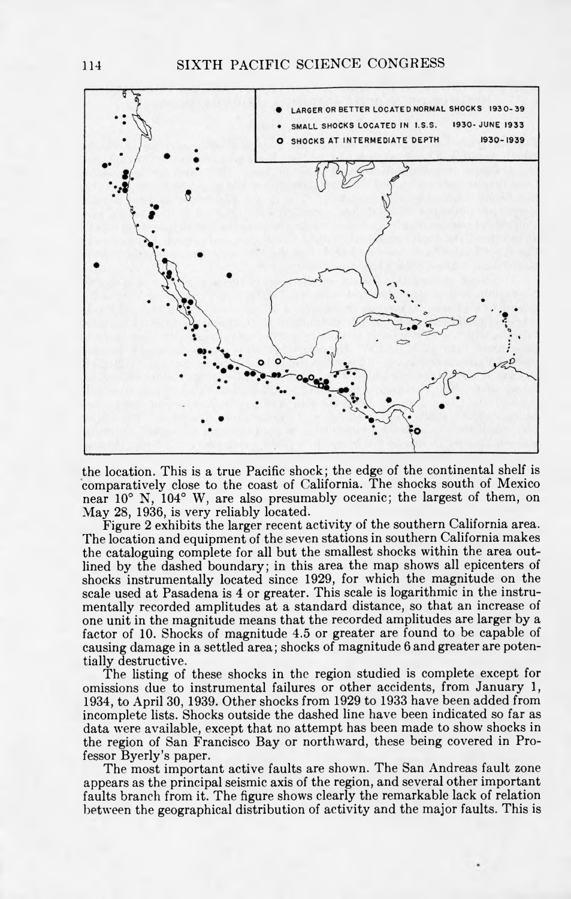LARGER OR BETTER LOCATED NORMAL SHOCKS 1930-39

SMALL SHOCKS LOCATED IN I.S.S. 1930-JUNE 1933

SHOCKS AT INTERMEDIATE DEPTH 1930-1939

the location. This is a true Pacific shock; the edge of the continental shelf is comparatively close to the coast of California. The shocks south of Mexico near 10° N, 104° W, are also presumably oceanic; the largest of them, on May 28, 1936, is very reliably located.

Figure 2 exhibits the larger recent activity of the southern California area. The location and equipment of the seven stations in southern California makes the cataloguing complete for all but the smallest shocks within the area outlined by the dashed boundary; in this area the map shows all epicenters of shocks instrumentally located since 1929, for which the magnitude on the scale used at Pasadena is 4 or greater. This scale is logarithmic in the instrumentally recorded amplitudes at a standard distance, so that an increase of one unit in the magnitude means that the recorded amplitudes are larger by a factor of 10. Shocks of magnitude 4.5 or greater are found to be capable of causing damage in a settled area; shocks of magnitude 6 and greater are potentially destructive.

The listing of these shocks in the region studied is complete except for omissions due to instrumental failures or other accidents, from January 1, 1934, to April 30, 1939. Other shocks from 1929 to 1933 have been added from incomplete lists. Shocks outside the dashed line have been indicated so far as data were available, except that no attempt has been made to show shocks in the region of San Francisco Bay or northward, these being covered in Professor Byerly's paper.

The most important active faults are shown. The San Andreas fault zone appears as the principal seismic axis of the region, and several other important faults branch from it. The figure shows clearly the remarkable lack of relation between the geographical distribution of activity and the major faults. This is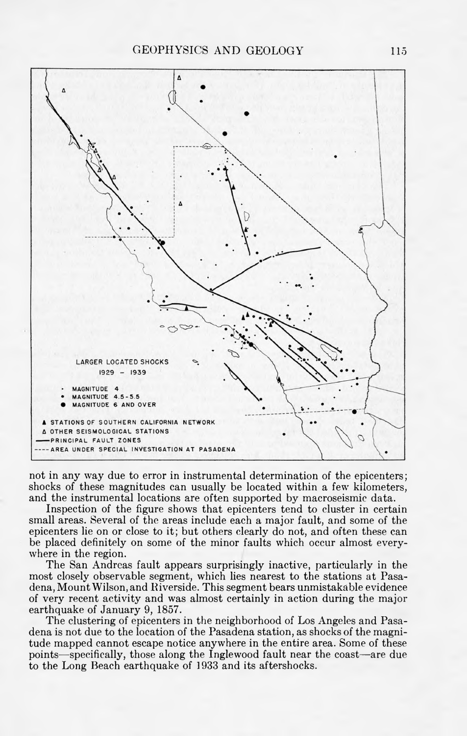LARGER LOCATED SHOCKS
1929 – 1939

MAGNITUDE 4
MAGNITUDE 4.5-5.5
MAGNITUDE 6 AND OVER

STATIONS OF SOUTHERN CALIFORNIA NETWORK
OTHER SEISMOLOGICAL STATIONS
PRINCIPAL FAULT ZONES
AREA UNDER SPECIAL INVESTIGATION AT PASADENA

not in any way due to error in instrumental determination of the epicenters; shocks of these magnitudes can usually be located within a few kilometers, and the instrumental locations are often supported by macroseismic data.

Inspection of the figure shows that epicenters tend to cluster in certain small areas. Several of the areas include each a major fault, and some of the epicenters lie on or close to it; but others clearly do not, and often these can be placed definitely on some of the minor faults which occur almost everywhere in the region.

The San Andreas fault appears surprisingly inactive, particularly in the most closely observable segment, which lies nearest to the stations at Pasadena, Mount Wilson, and Riverside. This segment bears unmistakable evidence of very recent activity and was almost certainly in action during the major earthquake of January 9, 1857.

The clustering of epicenters in the neighborhood of Los Angeles and Pasadena is not due to the location of the Pasadena station, as shocks of the magnitude mapped cannot escape notice anywhere in the entire area. Some of these points—specifically, those along the Inglewood fault near the coast—are due to the Long Beach earthquake of 1933 and its aftershocks.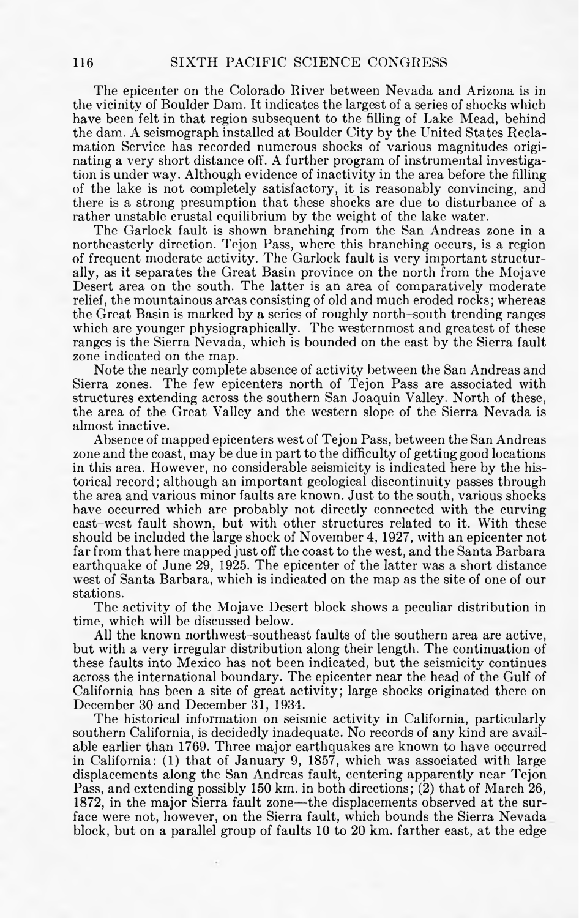The epicenter on the Colorado River between Nevada and Arizona is in the vicinity of Boulder Dam. It indicates the largest of a series of shocks which have been felt in that region subsequent to the filling of Lake Mead, behind the dam. A seismograph installed at Boulder City by the United States Reclamation Service has recorded numerous shocks of various magnitudes originating a very short distance off. A further program of instrumental investigation is under way. Although evidence of inactivity in the area before the filling of the lake is not completely satisfactory, it is reasonably convincing, and there is a strong presumption that these shocks are due to disturbance of a rather unstable crustal equilibrium by the weight of the lake water.

The Garlock fault is shown branching from the San Andreas zone in a northeasterly direction. Tejon Pass, where this branching occurs, is a region of frequent moderate activity. The Garlock fault is very important structurally, as it separates the Great Basin province on the north from the Mojave Desert area on the south. The latter is an area of comparatively moderate relief, the mountainous areas consisting of old and much eroded rocks; whereas the Great Basin is marked by a series of roughly north-south trending ranges which are younger physiographically. The westernmost and greatest of these ranges is the Sierra Nevada, which is bounded on the east by the Sierra fault zone indicated on the map.

Note the nearly complete absence of activity between the San Andreas and Sierra zones. The few epicenters north of Tejon Pass are associated with structures extending across the southern San Joaquin Valley. North of these, the area of the Great Valley and the western slope of the Sierra Nevada is almost inactive.

Absence of mapped epicenters west of Tejon Pass, between the San Andreas zone and the coast, may be due in part to the difficulty of getting good locations in this area. However, no considerable seismicity is indicated here by the historical record; although an important geological discontinuity passes through the area and various minor faults are known. Just to the south, various shocks have occurred which are probably not directly connected with the curving east-west fault shown, but with other structures related to it. With these should be included the large shock of November 4, 1927, with an epicenter not far from that here mapped just off the coast to the west, and the Santa Barbara earthquake of June 29, 1925. The epicenter of the latter was a short distance west of Santa Barbara, which is indicated on the map as the site of one of our stations.

The activity of the Mojave Desert block shows a peculiar distribution in time, which will be discussed below.

All the known northwest-southeast faults of the southern area are active, but with a very irregular distribution along their length. The continuation of these faults into Mexico has not been indicated, but the seismicity continues across the international boundary. The epicenter near the head of the Gulf of California has been a site of great activity; large shocks originated there on December 30 and December 31, 1934.

The historical information on seismic activity in California, particularly southern California, is decidedly inadequate. No records of any kind are available earlier than 1769. Three major earthquakes are known to have occurred in California: (1) that of January 9, 1857, which was associated with large displacements along the San Andreas fault, centering apparently near Tejon Pass, and extending possibly 150 km. in both directions; (2) that of March 26, 1872, in the major Sierra fault zone—the displacements observed at the surface were not, however, on the Sierra fault, which bounds the Sierra Nevada block, but on a parallel group of faults 10 to 20 km. farther east, at the edge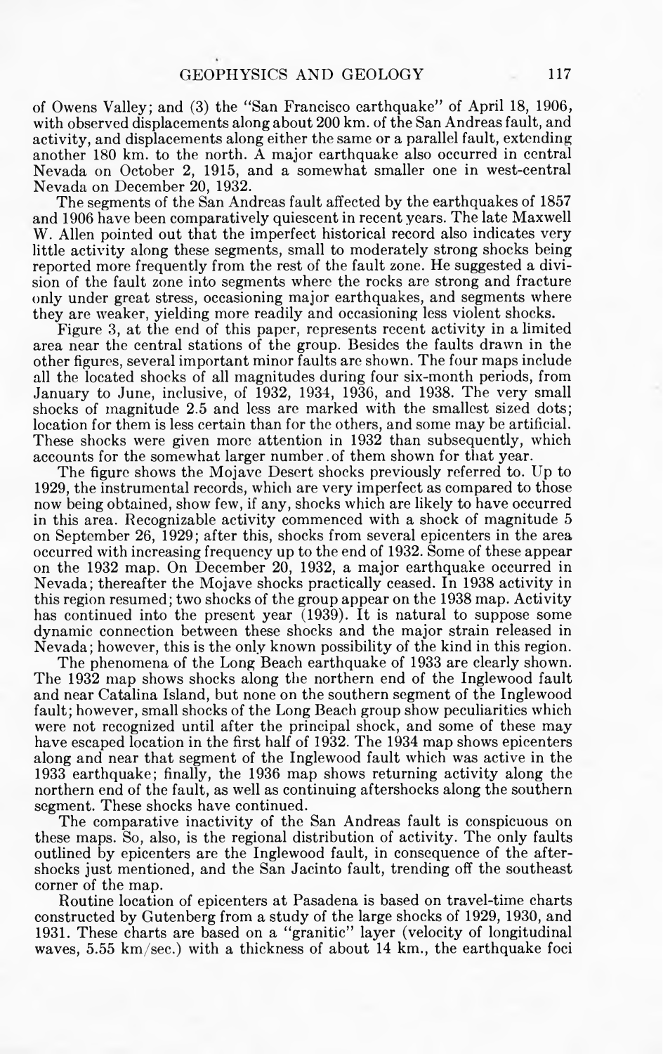of Owens Valley; and (3) the "San Francisco earthquake" of April 18, 1906, with observed displacements along about 200 km. of the San Andreas fault, and activity, and displacements along either the same or a parallel fault, extending another 180 km. to the north. A major earthquake also occurred in central Nevada on October 2, 1915, and a somewhat smaller one in west-central Nevada on December 20, 1932.

The segments of the San Andreas fault affected by the earthquakes of 1857 and 1906 have been comparatively quiescent in recent years. The late Maxwell W. Allen pointed out that the imperfect historical record also indicates very little activity along these segments, small to moderately strong shocks being reported more frequently from the rest of the fault zone. He suggested a division of the fault zone into segments where the rocks are strong and fracture only under great stress, occasioning major earthquakes, and segments where they are weaker, yielding more readily and occasioning less violent shocks.

Figure 3, at the end of this paper, represents recent activity in a limited area near the central stations of the group. Besides the faults drawn in the other figures, several important minor faults are shown. The four maps include all the located shocks of all magnitudes during four six-month periods, from January to June, inclusive, of 1932, 1934, 1936, and 1938. The very small shocks of magnitude 2.5 and less are marked with the smallest sized dots; location for them is less certain than for the others, and some may be artificial. These shocks were given more attention in 1932 than subsequently, which accounts for the somewhat larger number of them shown for that year.

The figure shows the Mojave Desert shocks previously referred to. Up to 1929, the instrumental records, which are very imperfect as compared to those now being obtained, show few, if any, shocks which are likely to have occurred in this area. Recognizable activity commenced with a shock of magnitude 5 on September 26, 1929; after this, shocks from several epicenters in the area occurred with increasing frequency up to the end of 1932. Some of these appear on the 1932 map. On December 20, 1932, a major earthquake occurred in Nevada; thereafter the Mojave shocks practically ceased. In 1938 activity in this region resumed; two shocks of the group appear on the 1938 map. Activity has continued into the present year (1939). It is natural to suppose some dynamic connection between these shocks and the major strain released in Nevada; however, this is the only known possibility of the kind in this region.

The phenomena of the Long Beach earthquake of 1933 are clearly shown. The 1932 map shows shocks along the northern end of the Inglewood fault and near Catalina Island, but none on the southern segment of the Inglewood fault; however, small shocks of the Long Beach group show peculiarities which were not recognized until after the principal shock, and some of these may have escaped location in the first half of 1932. The 1934 map shows epicenters along and near that segment of the Inglewood fault which was active in the 1933 earthquake; finally, the 1936 map shows returning activity along the northern end of the fault, as well as continuing aftershocks along the southern segment. These shocks have continued.

The comparative inactivity of the San Andreas fault is conspicuous on these maps. So, also, is the regional distribution of activity. The only faults outlined by epicenters are the Inglewood fault, in consequence of the aftershocks just mentioned, and the San Jacinto fault, trending off the southeast corner of the map.

Routine location of epicenters at Pasadena is based on travel-time charts constructed by Gutenberg from a study of the large shocks of 1929, 1930, and 1931. These charts are based on a "granitic" layer (velocity of longitudinal waves, 5.55 km/sec.) with a thickness of about 14 km., the earthquake foci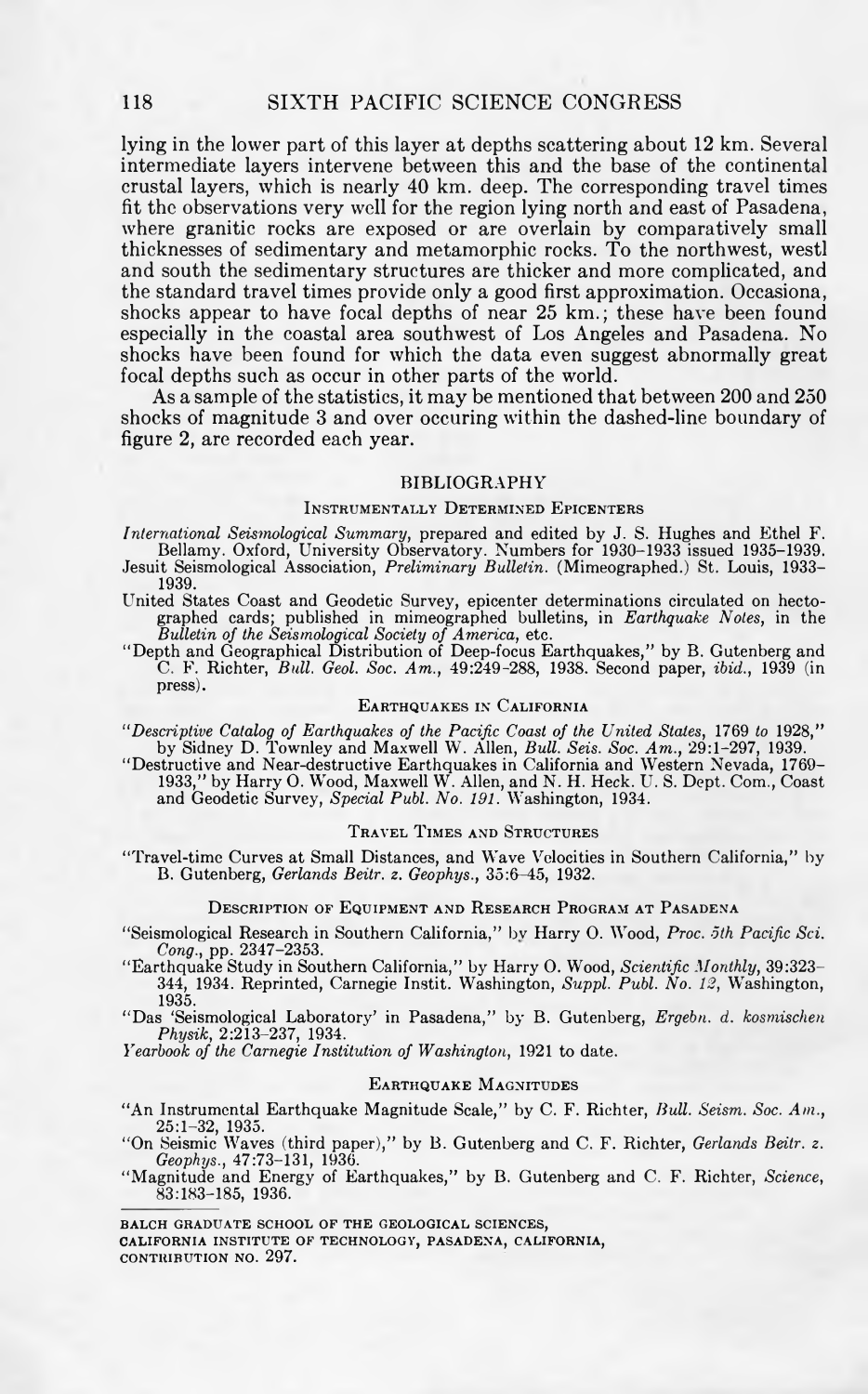lying in the lower part of this layer at depths scattering about 12 km. Several intermediate layers intervene between this and the base of the continental crustal layers, which is nearly 40 km. deep. The corresponding travel times fit the observations very well for the region lying north and east of Pasadena, where granitic rocks are exposed or are overlain by comparatively small thicknesses of sedimentary and metamorphic rocks. To the northwest, westl and south the sedimentary structures are thicker and more complicated, and the standard travel times provide only a good first approximation. Occasiona, shocks appear to have focal depths of near 25 km.; these have been found especially in the coastal area southwest of Los Angeles and Pasadena. No shocks have been found for which the data even suggest abnormally great focal depths such as occur in other parts of the world.

As a sample of the statistics, it may be mentioned that between 200 and 250 shocks of magnitude 3 and over occuring within the dashed-line boundary of figure 2, are recorded each year.

## BIBLIOGRAPHY

### Instrumentally Determined Epicenters

*International Seismological Summary*, prepared and edited by J. S. Hughes and Ethel F. Bellamy. Oxford, University Observatory. Numbers for 1930–1933 issued 1935–1939.

Jesuit Seismological Association, *Preliminary Bulletin*. (Mimeographed.) St. Louis, 1933–1939.

United States Coast and Geodetic Survey, epicenter determinations circulated on hectographed cards; published in mimeographed bulletins, in *Earthquake Notes*, in the *Bulletin of the Seismological Society of America*, etc.

"Depth and Geographical Distribution of Deep-focus Earthquakes," by B. Gutenberg and C. F. Richter, *Bull. Geol. Soc. Am.*, 49:249–288, 1938. Second paper, *ibid.*, 1939 (in press).

### Earthquakes in California

"*Descriptive Catalog of Earthquakes of the Pacific Coast of the United States*, 1769 *to* 1928," by Sidney D. Townley and Maxwell W. Allen, *Bull. Seis. Soc. Am.*, 29:1–297, 1939.

"Destructive and Near-destructive Earthquakes in California and Western Nevada, 1769–1933," by Harry O. Wood, Maxwell W. Allen, and N. H. Heck. U. S. Dept. Com., Coast and Geodetic Survey, *Special Publ. No. 191*. Washington, 1934.

### Travel Times and Structures

"Travel-time Curves at Small Distances, and Wave Velocities in Southern California," by B. Gutenberg, *Gerlands Beitr. z. Geophys.*, 35:6–45, 1932.

### Description of Equipment and Research Program at Pasadena

"Seismological Research in Southern California," by Harry O. Wood, *Proc. 5th Pacific Sci. Cong.*, pp. 2347–2353.

"Earthquake Study in Southern California," by Harry O. Wood, *Scientific Monthly*, 39:323–344, 1934. Reprinted, Carnegie Instit. Washington, *Suppl. Publ. No. 12*, Washington, 1935.

"Das 'Seismological Laboratory' in Pasadena," by B. Gutenberg, *Ergebn. d. kosmischen Physik*, 2:213–237, 1934.

*Yearbook of the Carnegie Institution of Washington*, 1921 to date.

### Earthquake Magnitudes

"An Instrumental Earthquake Magnitude Scale," by C. F. Richter, *Bull. Seism. Soc. Am.*, 25:1–32, 1935.

"On Seismic Waves (third paper)," by B. Gutenberg and C. F. Richter, *Gerlands Beitr. z. Geophys.*, 47:73–131, 1936.

"Magnitude and Energy of Earthquakes," by B. Gutenberg and C. F. Richter, *Science*, 83:183–185, 1936.

---

BALCH GRADUATE SCHOOL OF THE GEOLOGICAL SCIENCES,
CALIFORNIA INSTITUTE OF TECHNOLOGY, PASADENA, CALIFORNIA,
CONTRIBUTION NO. 297.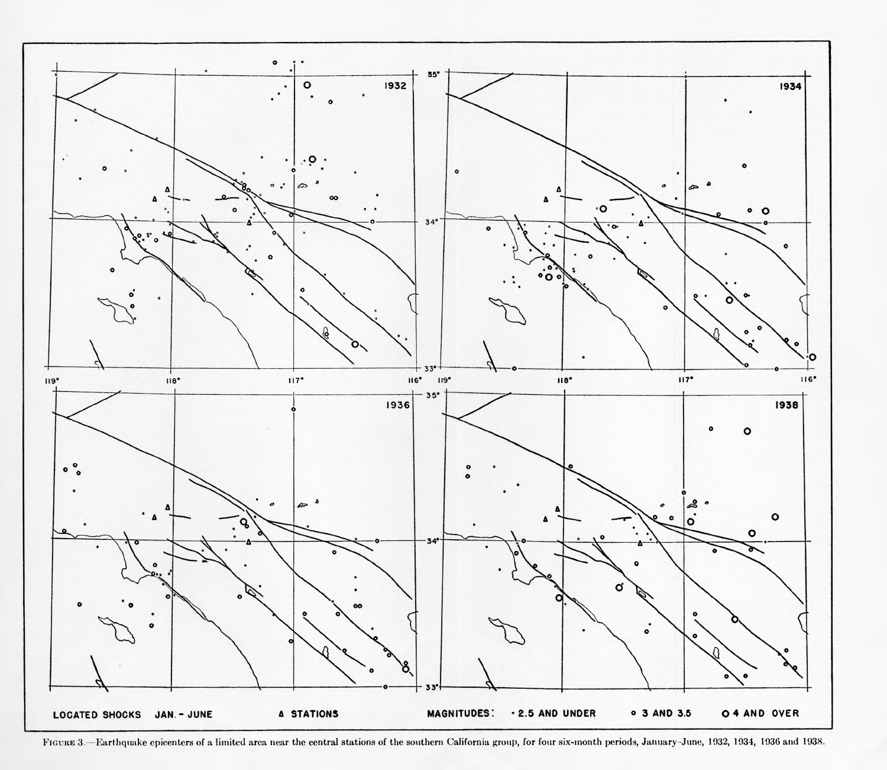1932

1934

1936

1938

35°

34°

33°

119°

118°

117°

116°

LOCATED SHOCKS JAN. - JUNE

Δ STATIONS

MAGNITUDES: · 2.5 AND UNDER ∘ 3 AND 3.5 O 4 AND OVER

FIGURE 3.—Earthquake epicenters of a limited area near the central stations of the southern California group, for four six-month periods, January–June, 1932, 1934, 1936 and 1938.